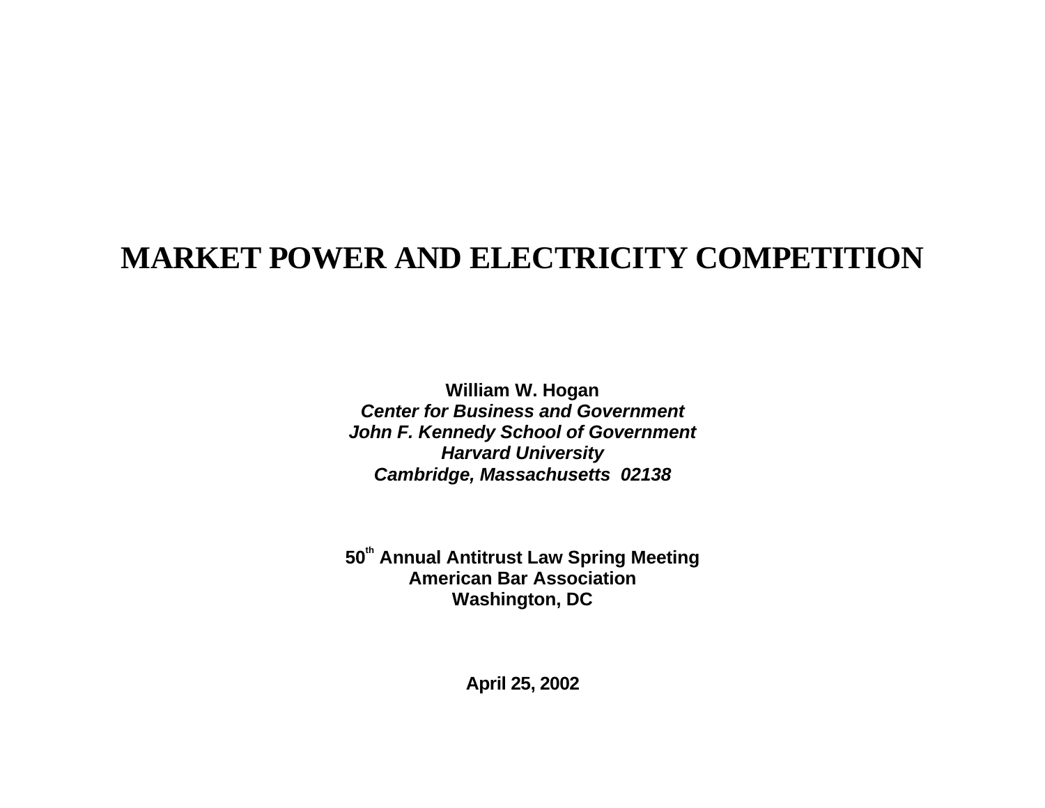# MARKET POWER AND ELECTRICITY COMPETITION

**William W. Hogan**
***Center for Business and Government***
***John F. Kennedy School of Government***
***Harvard University***
***Cambridge, Massachusetts 02138***

**50th Annual Antitrust Law Spring Meeting**
**American Bar Association**
**Washington, DC**

**April 25, 2002**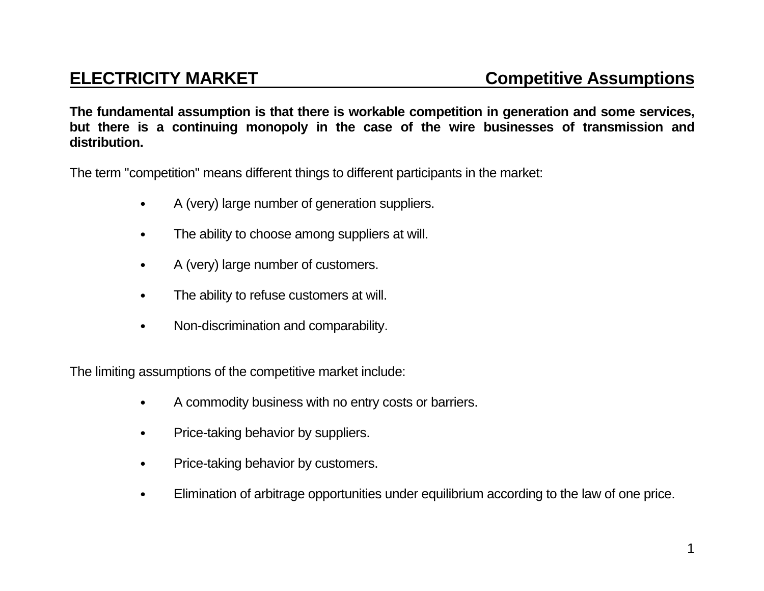## ELECTRICITY MARKET — Competitive Assumptions

**The fundamental assumption is that there is workable competition in generation and some services, but there is a continuing monopoly in the case of the wire businesses of transmission and distribution.**

The term "competition" means different things to different participants in the market:

- A (very) large number of generation suppliers.
- The ability to choose among suppliers at will.
- A (very) large number of customers.
- The ability to refuse customers at will.
- Non-discrimination and comparability.

The limiting assumptions of the competitive market include:

- A commodity business with no entry costs or barriers.
- Price-taking behavior by suppliers.
- Price-taking behavior by customers.
- Elimination of arbitrage opportunities under equilibrium according to the law of one price.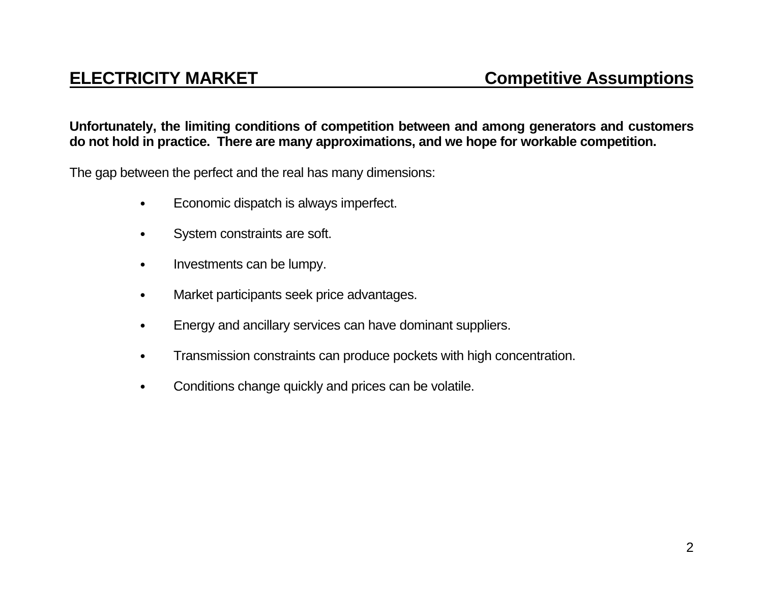## ELECTRICITY MARKET — Competitive Assumptions

**Unfortunately, the limiting conditions of competition between and among generators and customers do not hold in practice. There are many approximations, and we hope for workable competition.**

The gap between the perfect and the real has many dimensions:

- Economic dispatch is always imperfect.
- System constraints are soft.
- Investments can be lumpy.
- Market participants seek price advantages.
- Energy and ancillary services can have dominant suppliers.
- Transmission constraints can produce pockets with high concentration.
- Conditions change quickly and prices can be volatile.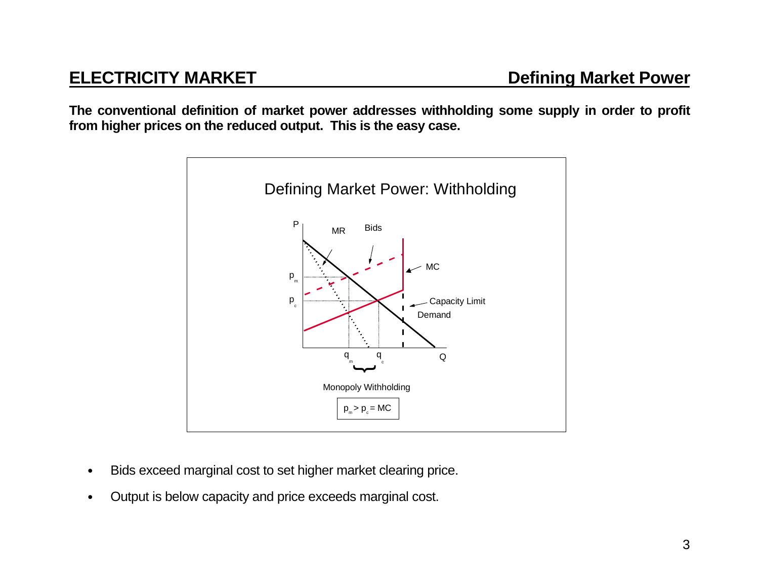## ELECTRICITY MARKET — Defining Market Power

**The conventional definition of market power addresses withholding some supply in order to profit from higher prices on the reduced output. This is the easy case.**

Defining Market Power: Withholding

Monopoly Withholding

$p_m > p_c = MC$

- Bids exceed marginal cost to set higher market clearing price.
- Output is below capacity and price exceeds marginal cost.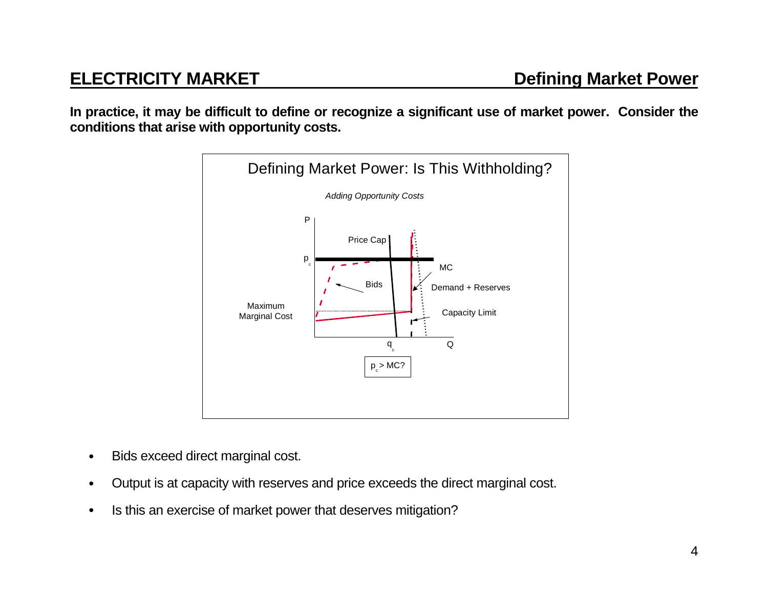## ELECTRICITY MARKET — Defining Market Power

**In practice, it may be difficult to define or recognize a significant use of market power. Consider the conditions that arise with opportunity costs.**

Defining Market Power: Is This Withholding?

*Adding Opportunity Costs*

P

$p_c$

Price Cap

MC

Bids

Demand + Reserves

Maximum Marginal Cost

Capacity Limit

$q_c$

Q

$p_c > MC$?

- Bids exceed direct marginal cost.
- Output is at capacity with reserves and price exceeds the direct marginal cost.
- Is this an exercise of market power that deserves mitigation?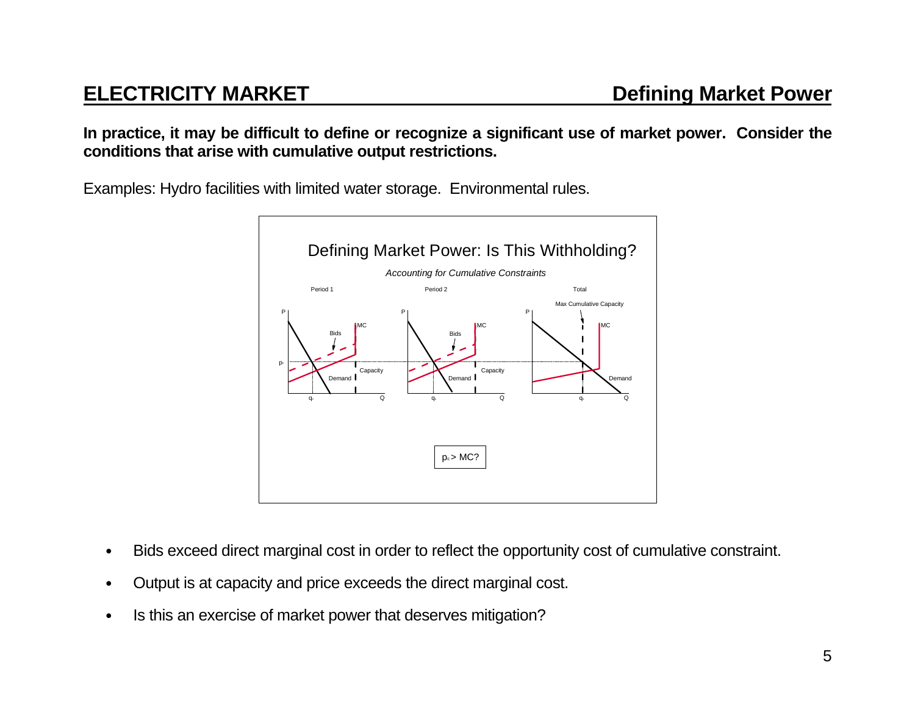## ELECTRICITY MARKET — Defining Market Power

**In practice, it may be difficult to define or recognize a significant use of market power. Consider the conditions that arise with cumulative output restrictions.**

Examples: Hydro facilities with limited water storage. Environmental rules.

Defining Market Power: Is This Withholding?

*Accounting for Cumulative Constraints*

$p_c > MC$?

- Bids exceed direct marginal cost in order to reflect the opportunity cost of cumulative constraint.
- Output is at capacity and price exceeds the direct marginal cost.
- Is this an exercise of market power that deserves mitigation?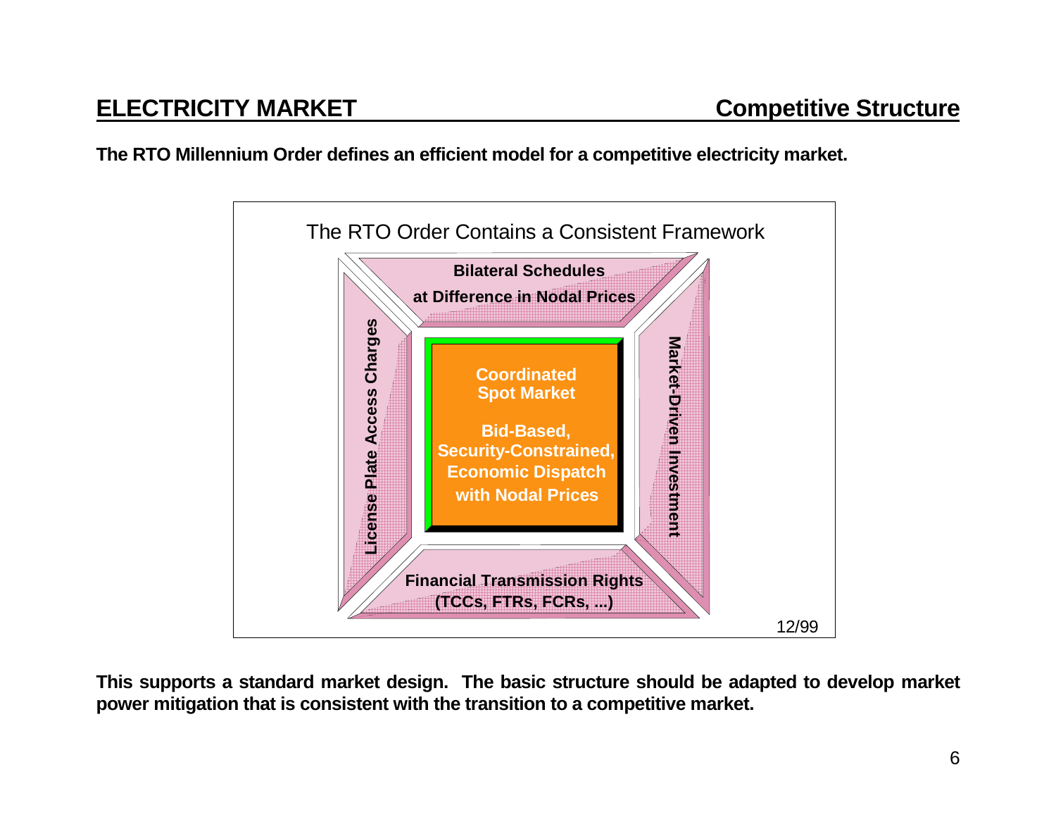## ELECTRICITY MARKET — Competitive Structure

**The RTO Millennium Order defines an efficient model for a competitive electricity market.**

The RTO Order Contains a Consistent Framework

**Bilateral Schedules at Difference in Nodal Prices**

**License Plate Access Charges**

**Coordinated Spot Market**

**Bid-Based, Security-Constrained, Economic Dispatch with Nodal Prices**

**Market-Driven Investment**

**Financial Transmission Rights (TCCs, FTRs, FCRs, ...)**

12/99

**This supports a standard market design. The basic structure should be adapted to develop market power mitigation that is consistent with the transition to a competitive market.**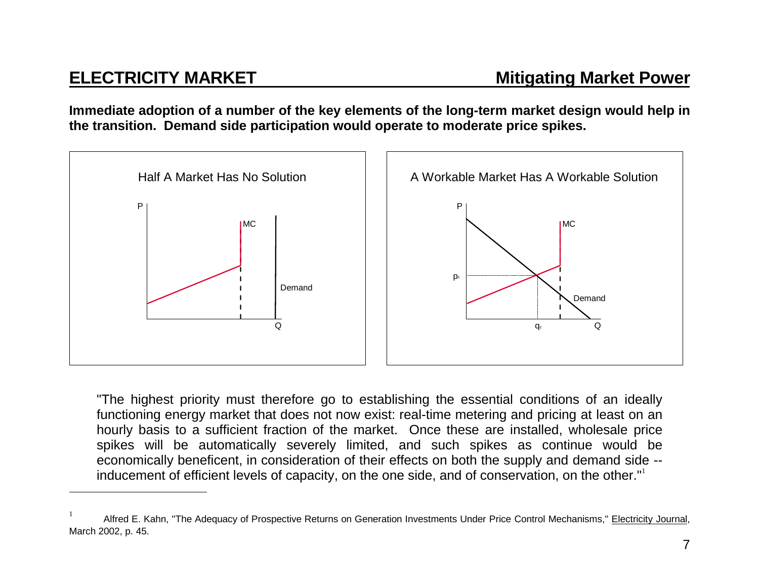## ELECTRICITY MARKET — Mitigating Market Power

**Immediate adoption of a number of the key elements of the long-term market design would help in the transition. Demand side participation would operate to moderate price spikes.**

Half A Market Has No Solution

A Workable Market Has A Workable Solution

"The highest priority must therefore go to establishing the essential conditions of an ideally functioning energy market that does not now exist: real-time metering and pricing at least on an hourly basis to a sufficient fraction of the market. Once these are installed, wholesale price spikes will be automatically severely limited, and such spikes as continue would be economically beneficent, in consideration of their effects on both the supply and demand side -- inducement of efficient levels of capacity, on the one side, and of conservation, on the other."[1]

---

[1] Alfred E. Kahn, "The Adequacy of Prospective Returns on Generation Investments Under Price Control Mechanisms," Electricity Journal, March 2002, p. 45.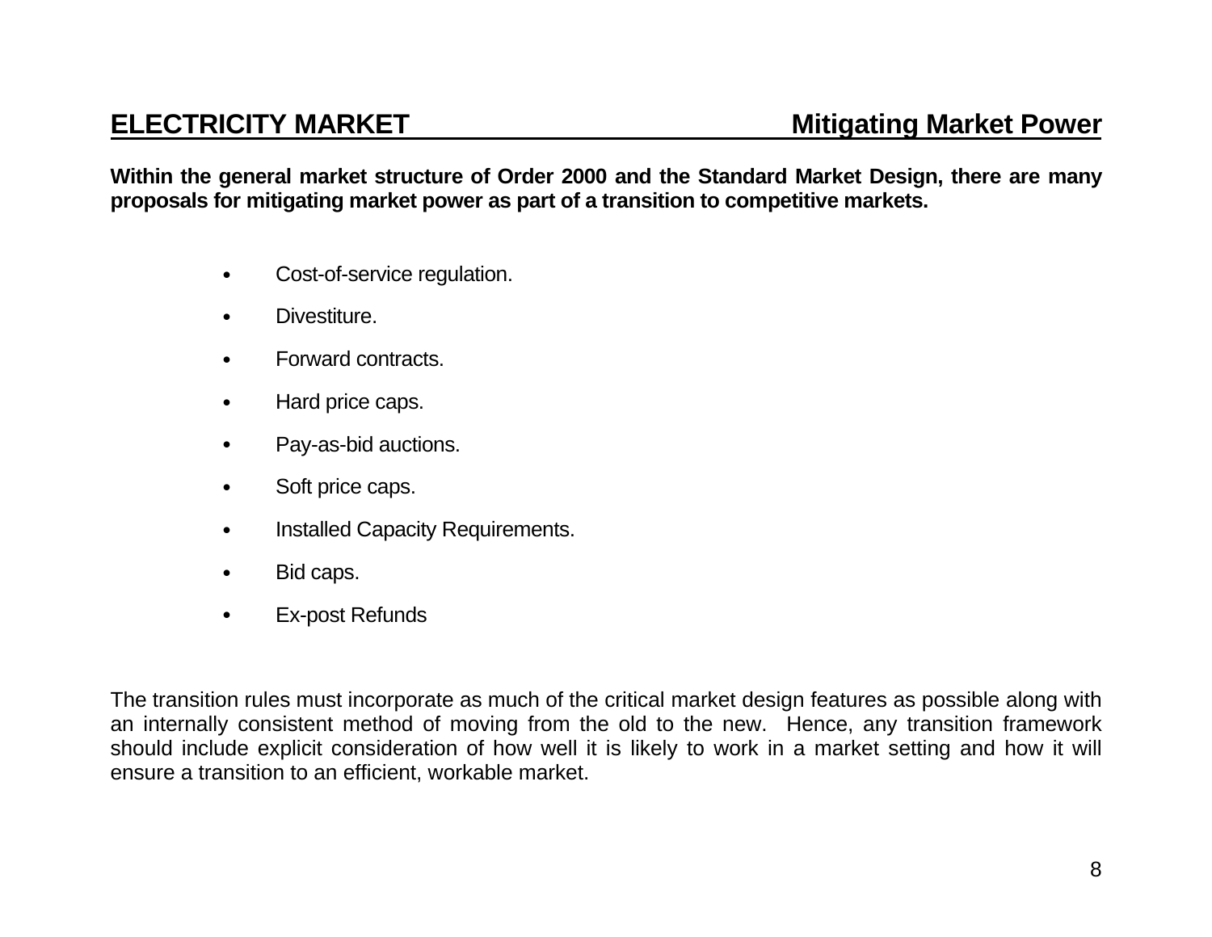## ELECTRICITY MARKET — Mitigating Market Power

**Within the general market structure of Order 2000 and the Standard Market Design, there are many proposals for mitigating market power as part of a transition to competitive markets.**

- Cost-of-service regulation.
- Divestiture.
- Forward contracts.
- Hard price caps.
- Pay-as-bid auctions.
- Soft price caps.
- Installed Capacity Requirements.
- Bid caps.
- Ex-post Refunds

The transition rules must incorporate as much of the critical market design features as possible along with an internally consistent method of moving from the old to the new. Hence, any transition framework should include explicit consideration of how well it is likely to work in a market setting and how it will ensure a transition to an efficient, workable market.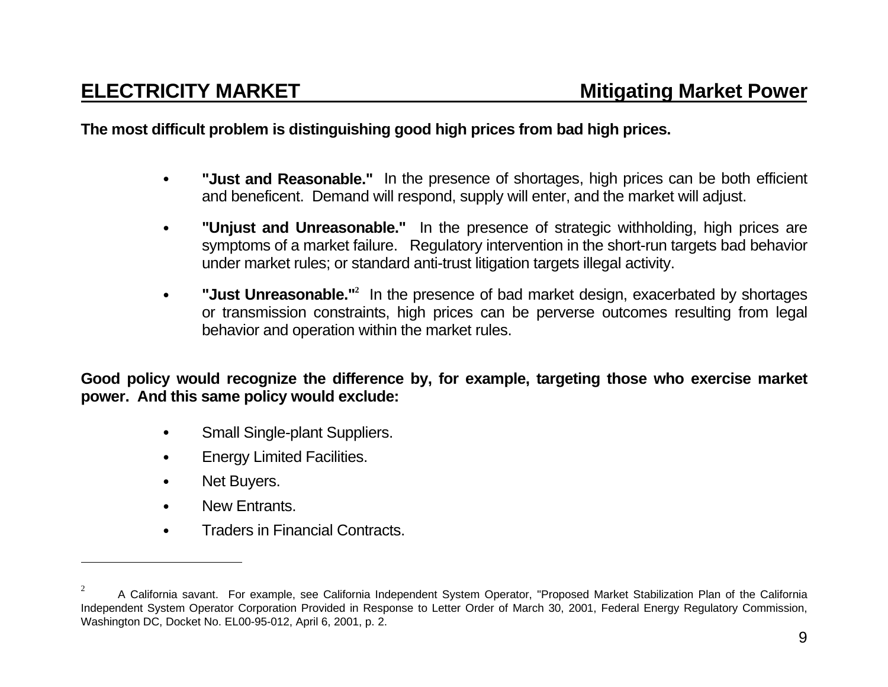## ELECTRICITY MARKET — Mitigating Market Power

**The most difficult problem is distinguishing good high prices from bad high prices.**

- **"Just and Reasonable."** In the presence of shortages, high prices can be both efficient and beneficent. Demand will respond, supply will enter, and the market will adjust.
- **"Unjust and Unreasonable."** In the presence of strategic withholding, high prices are symptoms of a market failure. Regulatory intervention in the short-run targets bad behavior under market rules; or standard anti-trust litigation targets illegal activity.
- **"Just Unreasonable."**[2] In the presence of bad market design, exacerbated by shortages or transmission constraints, high prices can be perverse outcomes resulting from legal behavior and operation within the market rules.

**Good policy would recognize the difference by, for example, targeting those who exercise market power. And this same policy would exclude:**

- Small Single-plant Suppliers.
- Energy Limited Facilities.
- Net Buyers.
- New Entrants.
- Traders in Financial Contracts.

---

[2] A California savant. For example, see California Independent System Operator, "Proposed Market Stabilization Plan of the California Independent System Operator Corporation Provided in Response to Letter Order of March 30, 2001, Federal Energy Regulatory Commission, Washington DC, Docket No. EL00-95-012, April 6, 2001, p. 2.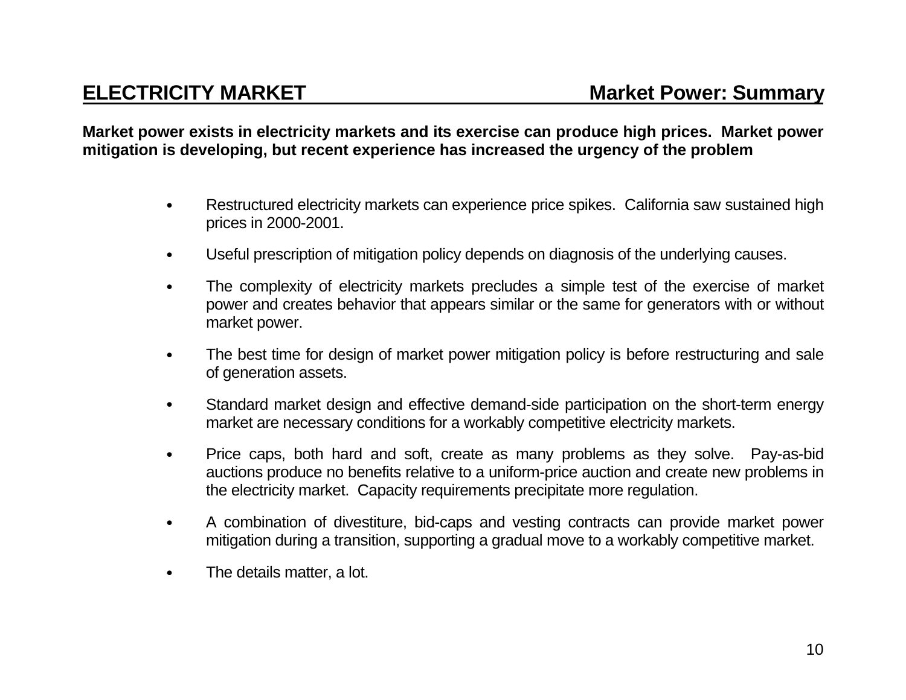## ELECTRICITY MARKET — Market Power: Summary

**Market power exists in electricity markets and its exercise can produce high prices. Market power mitigation is developing, but recent experience has increased the urgency of the problem**

- Restructured electricity markets can experience price spikes. California saw sustained high prices in 2000-2001.
- Useful prescription of mitigation policy depends on diagnosis of the underlying causes.
- The complexity of electricity markets precludes a simple test of the exercise of market power and creates behavior that appears similar or the same for generators with or without market power.
- The best time for design of market power mitigation policy is before restructuring and sale of generation assets.
- Standard market design and effective demand-side participation on the short-term energy market are necessary conditions for a workably competitive electricity markets.
- Price caps, both hard and soft, create as many problems as they solve. Pay-as-bid auctions produce no benefits relative to a uniform-price auction and create new problems in the electricity market. Capacity requirements precipitate more regulation.
- A combination of divestiture, bid-caps and vesting contracts can provide market power mitigation during a transition, supporting a gradual move to a workably competitive market.
- The details matter, a lot.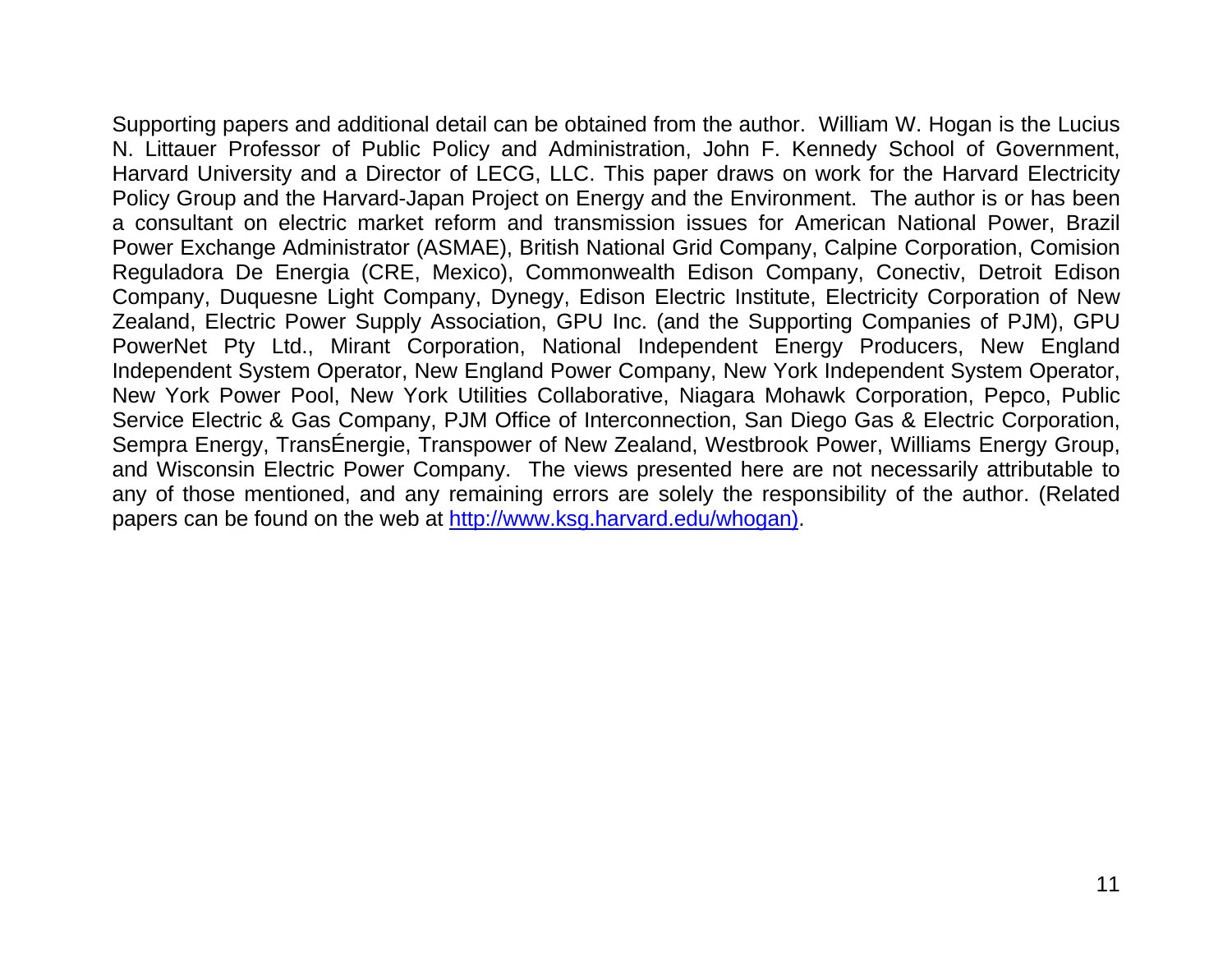Supporting papers and additional detail can be obtained from the author. William W. Hogan is the Lucius N. Littauer Professor of Public Policy and Administration, John F. Kennedy School of Government, Harvard University and a Director of LECG, LLC. This paper draws on work for the Harvard Electricity Policy Group and the Harvard-Japan Project on Energy and the Environment. The author is or has been a consultant on electric market reform and transmission issues for American National Power, Brazil Power Exchange Administrator (ASMAE), British National Grid Company, Calpine Corporation, Comision Reguladora De Energia (CRE, Mexico), Commonwealth Edison Company, Conectiv, Detroit Edison Company, Duquesne Light Company, Dynegy, Edison Electric Institute, Electricity Corporation of New Zealand, Electric Power Supply Association, GPU Inc. (and the Supporting Companies of PJM), GPU PowerNet Pty Ltd., Mirant Corporation, National Independent Energy Producers, New England Independent System Operator, New England Power Company, New York Independent System Operator, New York Power Pool, New York Utilities Collaborative, Niagara Mohawk Corporation, Pepco, Public Service Electric & Gas Company, PJM Office of Interconnection, San Diego Gas & Electric Corporation, Sempra Energy, TransÉnergie, Transpower of New Zealand, Westbrook Power, Williams Energy Group, and Wisconsin Electric Power Company. The views presented here are not necessarily attributable to any of those mentioned, and any remaining errors are solely the responsibility of the author. (Related papers can be found on the web at http://www.ksg.harvard.edu/whogan).